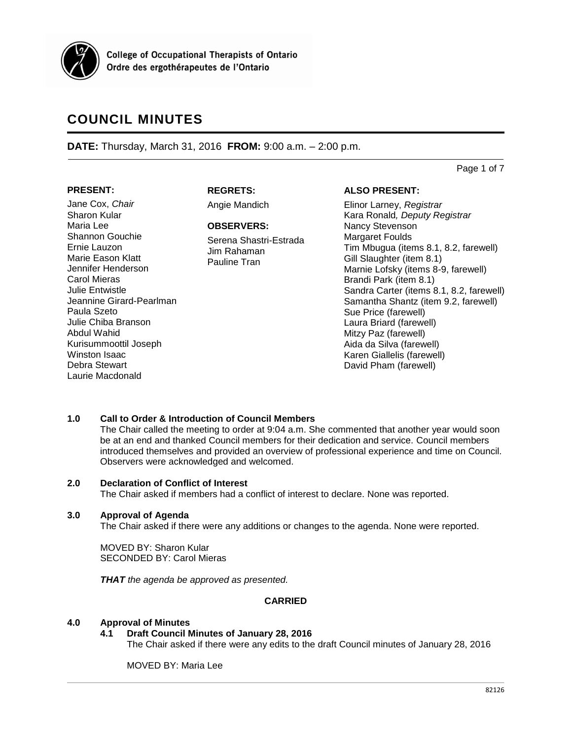College of Occupational Therapists of Ontario
Ordre des ergothérapeutes de l'Ontario

# COUNCIL MINUTES

**DATE:** Thursday, March 31, 2016 **FROM:** 9:00 a.m. – 2:00 p.m.

**PRESENT:**

Jane Cox, *Chair*
Sharon Kular
Maria Lee
Shannon Gouchie
Ernie Lauzon
Marie Eason Klatt
Jennifer Henderson
Carol Mieras
Julie Entwistle
Jeannine Girard-Pearlman
Paula Szeto
Julie Chiba Branson
Abdul Wahid
Kurisummoottil Joseph
Winston Isaac
Debra Stewart
Laurie Macdonald

**REGRETS:**

Angie Mandich

**OBSERVERS:**

Serena Shastri-Estrada
Jim Rahaman
Pauline Tran

**ALSO PRESENT:**

Elinor Larney, *Registrar*
Kara Ronald*, Deputy Registrar*
Nancy Stevenson
Margaret Foulds
Tim Mbugua (items 8.1, 8.2, farewell)
Gill Slaughter (item 8.1)
Marnie Lofsky (items 8-9, farewell)
Brandi Park (item 8.1)
Sandra Carter (items 8.1, 8.2, farewell)
Samantha Shantz (item 9.2, farewell)
Sue Price (farewell)
Laura Briard (farewell)
Mitzy Paz (farewell)
Aida da Silva (farewell)
Karen Giallelis (farewell)
David Pham (farewell)

## 1.0 Call to Order & Introduction of Council Members

The Chair called the meeting to order at 9:04 a.m. She commented that another year would soon be at an end and thanked Council members for their dedication and service. Council members introduced themselves and provided an overview of professional experience and time on Council. Observers were acknowledged and welcomed.

## 2.0 Declaration of Conflict of Interest

The Chair asked if members had a conflict of interest to declare. None was reported.

## 3.0 Approval of Agenda

The Chair asked if there were any additions or changes to the agenda. None were reported.

MOVED BY: Sharon Kular
SECONDED BY: Carol Mieras

***THAT*** *the agenda be approved as presented.*

**CARRIED**

## 4.0 Approval of Minutes

### 4.1 Draft Council Minutes of January 28, 2016

The Chair asked if there were any edits to the draft Council minutes of January 28, 2016

MOVED BY: Maria Lee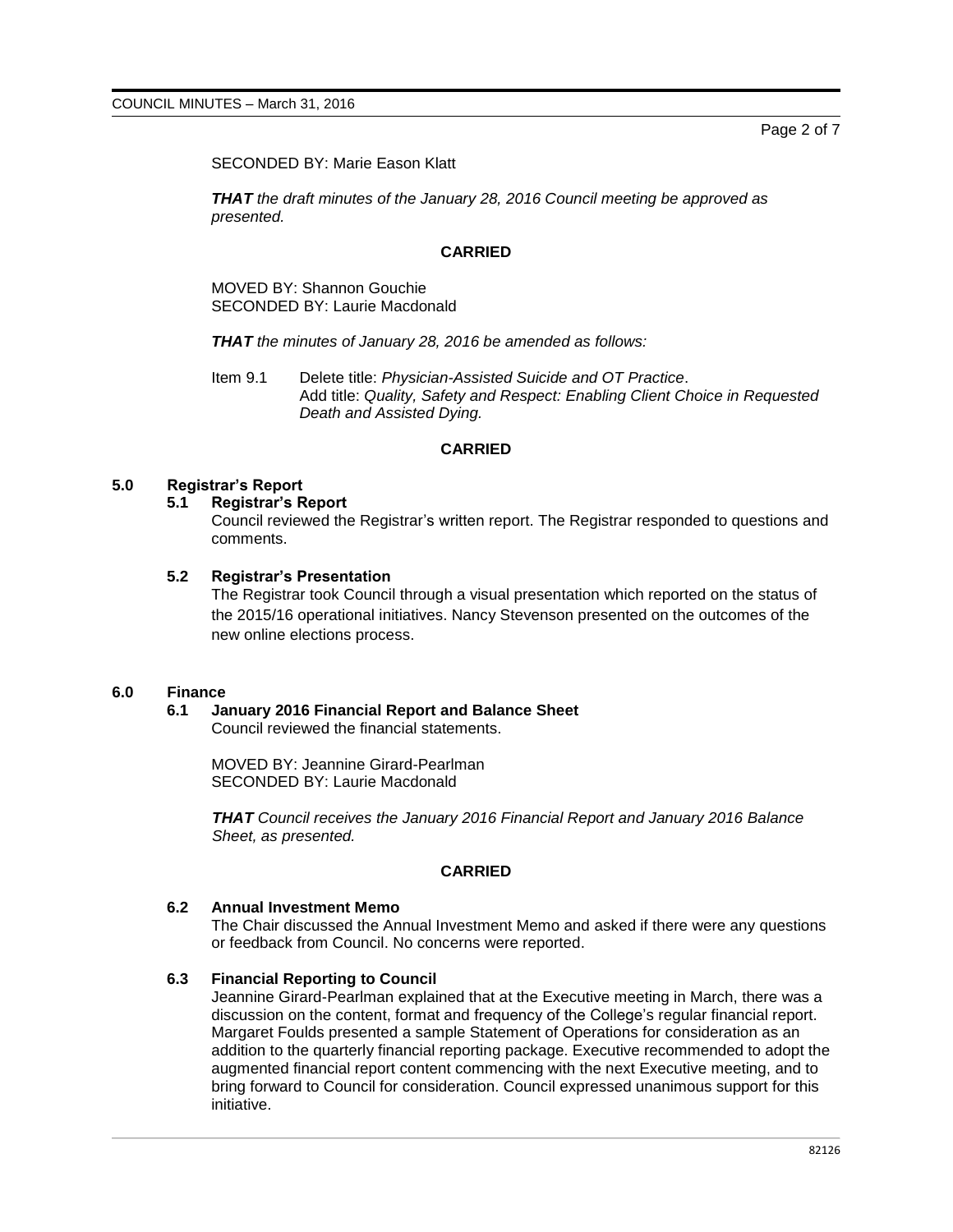SECONDED BY: Marie Eason Klatt

***THAT** the draft minutes of the January 28, 2016 Council meeting be approved as presented.*

**CARRIED**

MOVED BY: Shannon Gouchie
SECONDED BY: Laurie Macdonald

***THAT** the minutes of January 28, 2016 be amended as follows:*

Item 9.1 Delete title: *Physician-Assisted Suicide and OT Practice*.
Add title: *Quality, Safety and Respect: Enabling Client Choice in Requested Death and Assisted Dying.*

**CARRIED**

## 5.0 Registrar's Report

### 5.1 Registrar's Report

Council reviewed the Registrar's written report. The Registrar responded to questions and comments.

### 5.2 Registrar's Presentation

The Registrar took Council through a visual presentation which reported on the status of the 2015/16 operational initiatives. Nancy Stevenson presented on the outcomes of the new online elections process.

## 6.0 Finance

### 6.1 January 2016 Financial Report and Balance Sheet

Council reviewed the financial statements.

MOVED BY: Jeannine Girard-Pearlman
SECONDED BY: Laurie Macdonald

***THAT** Council receives the January 2016 Financial Report and January 2016 Balance Sheet, as presented.*

**CARRIED**

### 6.2 Annual Investment Memo

The Chair discussed the Annual Investment Memo and asked if there were any questions or feedback from Council. No concerns were reported.

### 6.3 Financial Reporting to Council

Jeannine Girard-Pearlman explained that at the Executive meeting in March, there was a discussion on the content, format and frequency of the College's regular financial report. Margaret Foulds presented a sample Statement of Operations for consideration as an addition to the quarterly financial reporting package. Executive recommended to adopt the augmented financial report content commencing with the next Executive meeting, and to bring forward to Council for consideration. Council expressed unanimous support for this initiative.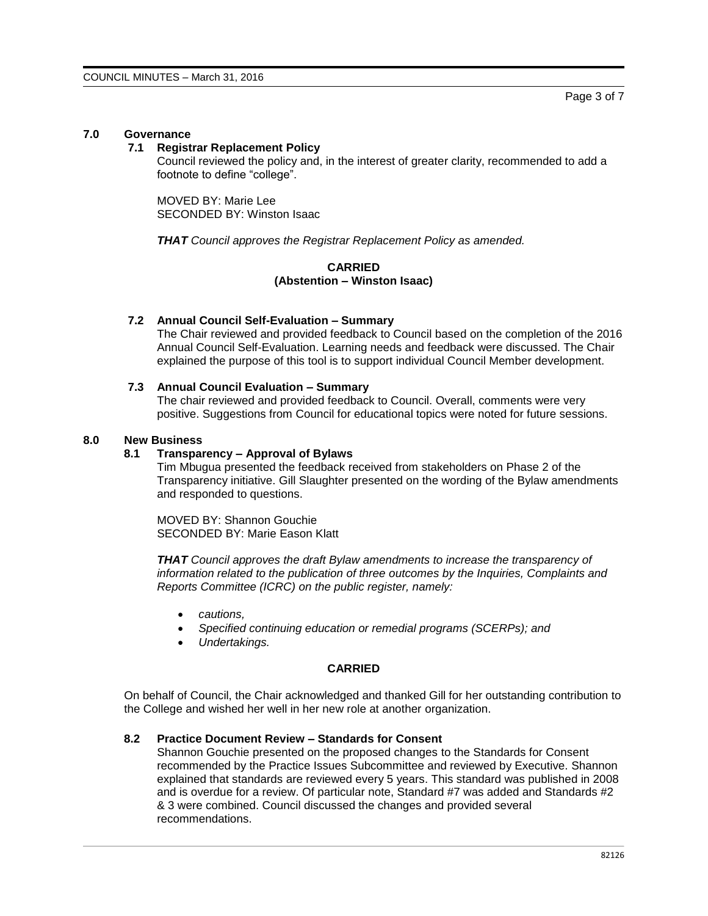## 7.0 Governance

### 7.1 Registrar Replacement Policy

Council reviewed the policy and, in the interest of greater clarity, recommended to add a footnote to define “college”.

MOVED BY: Marie Lee
SECONDED BY: Winston Isaac

***THAT*** *Council approves the Registrar Replacement Policy as amended.*

**CARRIED**
**(Abstention – Winston Isaac)**

### 7.2 Annual Council Self-Evaluation – Summary

The Chair reviewed and provided feedback to Council based on the completion of the 2016 Annual Council Self-Evaluation. Learning needs and feedback were discussed. The Chair explained the purpose of this tool is to support individual Council Member development.

### 7.3 Annual Council Evaluation – Summary

The chair reviewed and provided feedback to Council. Overall, comments were very positive. Suggestions from Council for educational topics were noted for future sessions.

## 8.0 New Business

### 8.1 Transparency – Approval of Bylaws

Tim Mbugua presented the feedback received from stakeholders on Phase 2 of the Transparency initiative. Gill Slaughter presented on the wording of the Bylaw amendments and responded to questions.

MOVED BY: Shannon Gouchie
SECONDED BY: Marie Eason Klatt

***THAT*** *Council approves the draft Bylaw amendments to increase the transparency of information related to the publication of three outcomes by the Inquiries, Complaints and Reports Committee (ICRC) on the public register, namely:*

- *cautions,*
- *Specified continuing education or remedial programs (SCERPs); and*
- *Undertakings.*

**CARRIED**

On behalf of Council, the Chair acknowledged and thanked Gill for her outstanding contribution to the College and wished her well in her new role at another organization.

### 8.2 Practice Document Review – Standards for Consent

Shannon Gouchie presented on the proposed changes to the Standards for Consent recommended by the Practice Issues Subcommittee and reviewed by Executive. Shannon explained that standards are reviewed every 5 years. This standard was published in 2008 and is overdue for a review. Of particular note, Standard #7 was added and Standards #2 & 3 were combined. Council discussed the changes and provided several recommendations.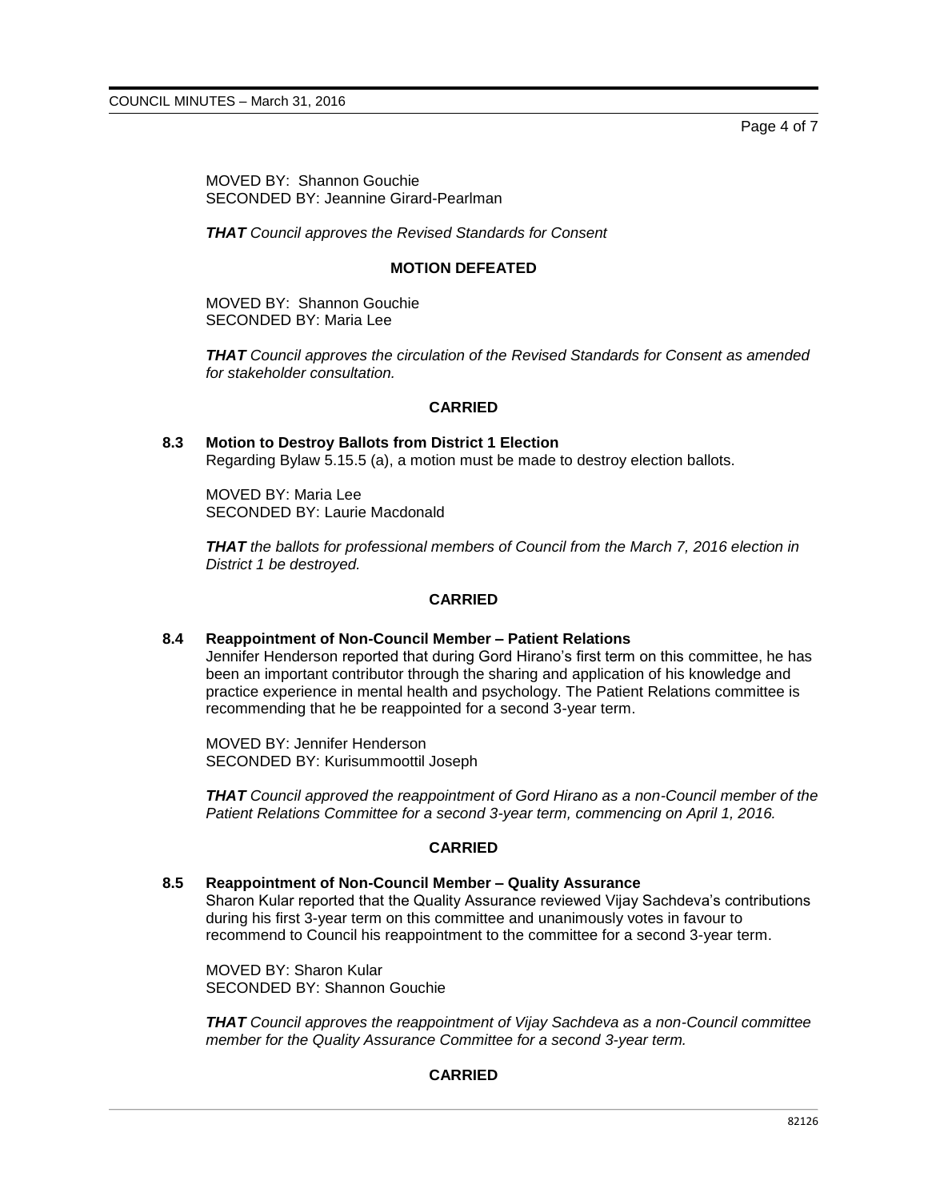MOVED BY: Shannon Gouchie
SECONDED BY: Jeannine Girard-Pearlman

***THAT** Council approves the Revised Standards for Consent*

**MOTION DEFEATED**

MOVED BY: Shannon Gouchie
SECONDED BY: Maria Lee

***THAT** Council approves the circulation of the Revised Standards for Consent as amended for stakeholder consultation.*

**CARRIED**

### 8.3 Motion to Destroy Ballots from District 1 Election

Regarding Bylaw 5.15.5 (a), a motion must be made to destroy election ballots.

MOVED BY: Maria Lee
SECONDED BY: Laurie Macdonald

***THAT** the ballots for professional members of Council from the March 7, 2016 election in District 1 be destroyed.*

**CARRIED**

### 8.4 Reappointment of Non-Council Member – Patient Relations

Jennifer Henderson reported that during Gord Hirano's first term on this committee, he has been an important contributor through the sharing and application of his knowledge and practice experience in mental health and psychology. The Patient Relations committee is recommending that he be reappointed for a second 3-year term.

MOVED BY: Jennifer Henderson
SECONDED BY: Kurisummoottil Joseph

***THAT** Council approved the reappointment of Gord Hirano as a non-Council member of the Patient Relations Committee for a second 3-year term, commencing on April 1, 2016.*

**CARRIED**

### 8.5 Reappointment of Non-Council Member – Quality Assurance

Sharon Kular reported that the Quality Assurance reviewed Vijay Sachdeva's contributions during his first 3-year term on this committee and unanimously votes in favour to recommend to Council his reappointment to the committee for a second 3-year term.

MOVED BY: Sharon Kular
SECONDED BY: Shannon Gouchie

***THAT** Council approves the reappointment of Vijay Sachdeva as a non-Council committee member for the Quality Assurance Committee for a second 3-year term.*

**CARRIED**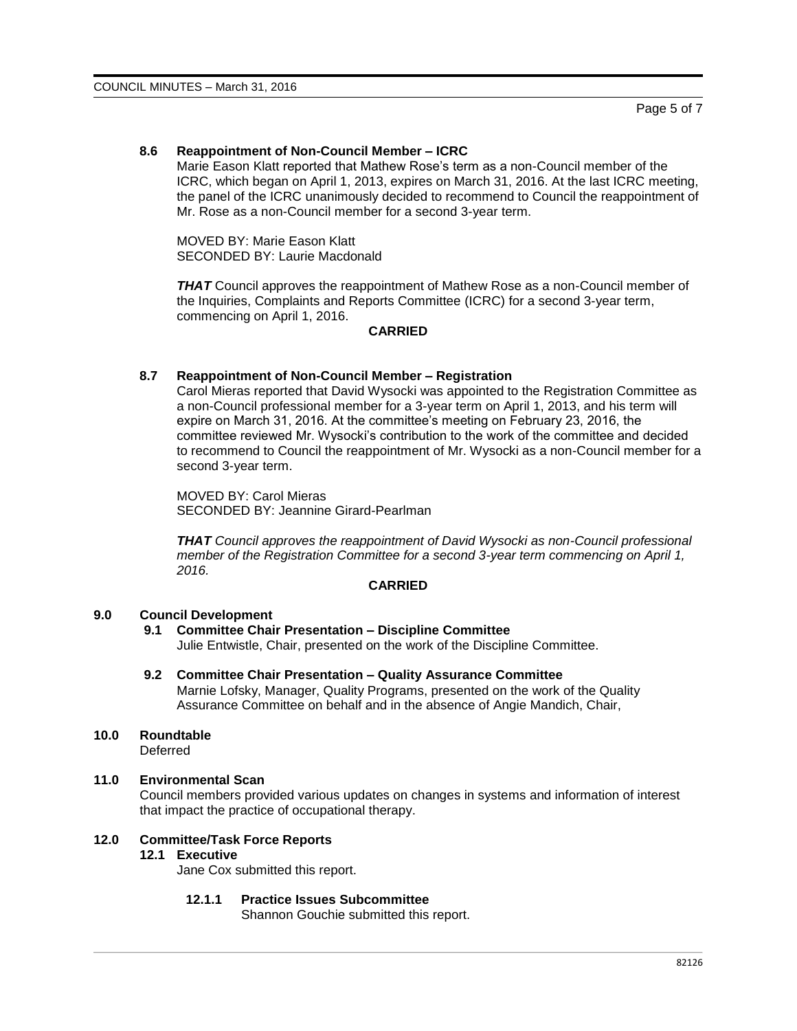### 8.6 Reappointment of Non-Council Member – ICRC

Marie Eason Klatt reported that Mathew Rose's term as a non-Council member of the ICRC, which began on April 1, 2013, expires on March 31, 2016. At the last ICRC meeting, the panel of the ICRC unanimously decided to recommend to Council the reappointment of Mr. Rose as a non-Council member for a second 3-year term.

MOVED BY: Marie Eason Klatt
SECONDED BY: Laurie Macdonald

***THAT*** Council approves the reappointment of Mathew Rose as a non-Council member of the Inquiries, Complaints and Reports Committee (ICRC) for a second 3-year term, commencing on April 1, 2016.

**CARRIED**

### 8.7 Reappointment of Non-Council Member – Registration

Carol Mieras reported that David Wysocki was appointed to the Registration Committee as a non-Council professional member for a 3-year term on April 1, 2013, and his term will expire on March 31, 2016. At the committee's meeting on February 23, 2016, the committee reviewed Mr. Wysocki's contribution to the work of the committee and decided to recommend to Council the reappointment of Mr. Wysocki as a non-Council member for a second 3-year term.

MOVED BY: Carol Mieras
SECONDED BY: Jeannine Girard-Pearlman

***THAT*** *Council approves the reappointment of David Wysocki as non-Council professional member of the Registration Committee for a second 3-year term commencing on April 1, 2016.*

**CARRIED**

## 9.0 Council Development

### 9.1 Committee Chair Presentation – Discipline Committee

Julie Entwistle, Chair, presented on the work of the Discipline Committee.

### 9.2 Committee Chair Presentation – Quality Assurance Committee

Marnie Lofsky, Manager, Quality Programs, presented on the work of the Quality Assurance Committee on behalf and in the absence of Angie Mandich, Chair,

## 10.0 Roundtable

Deferred

## 11.0 Environmental Scan

Council members provided various updates on changes in systems and information of interest that impact the practice of occupational therapy.

## 12.0 Committee/Task Force Reports

### 12.1 Executive

Jane Cox submitted this report.

#### 12.1.1 Practice Issues Subcommittee

Shannon Gouchie submitted this report.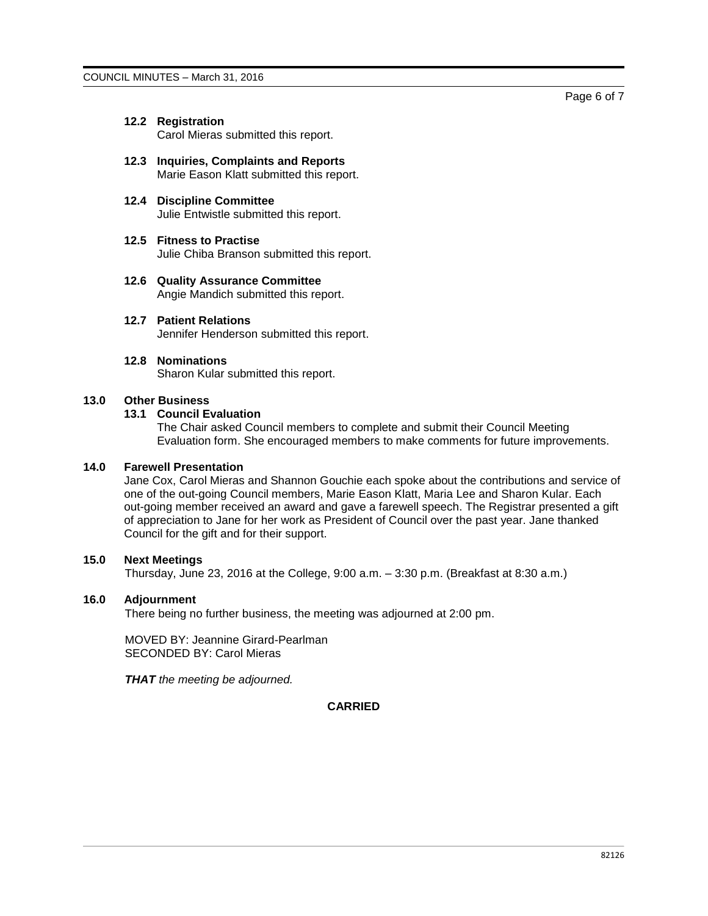### 12.2 Registration

Carol Mieras submitted this report.

### 12.3 Inquiries, Complaints and Reports

Marie Eason Klatt submitted this report.

### 12.4 Discipline Committee

Julie Entwistle submitted this report.

### 12.5 Fitness to Practise

Julie Chiba Branson submitted this report.

### 12.6 Quality Assurance Committee

Angie Mandich submitted this report.

### 12.7 Patient Relations

Jennifer Henderson submitted this report.

### 12.8 Nominations

Sharon Kular submitted this report.

## 13.0 Other Business

### 13.1 Council Evaluation

The Chair asked Council members to complete and submit their Council Meeting Evaluation form. She encouraged members to make comments for future improvements.

## 14.0 Farewell Presentation

Jane Cox, Carol Mieras and Shannon Gouchie each spoke about the contributions and service of one of the out-going Council members, Marie Eason Klatt, Maria Lee and Sharon Kular. Each out-going member received an award and gave a farewell speech. The Registrar presented a gift of appreciation to Jane for her work as President of Council over the past year. Jane thanked Council for the gift and for their support.

## 15.0 Next Meetings

Thursday, June 23, 2016 at the College, 9:00 a.m. – 3:30 p.m. (Breakfast at 8:30 a.m.)

## 16.0 Adjournment

There being no further business, the meeting was adjourned at 2:00 pm.

MOVED BY: Jeannine Girard-Pearlman
SECONDED BY: Carol Mieras

***THAT*** *the meeting be adjourned.*

**CARRIED**

82126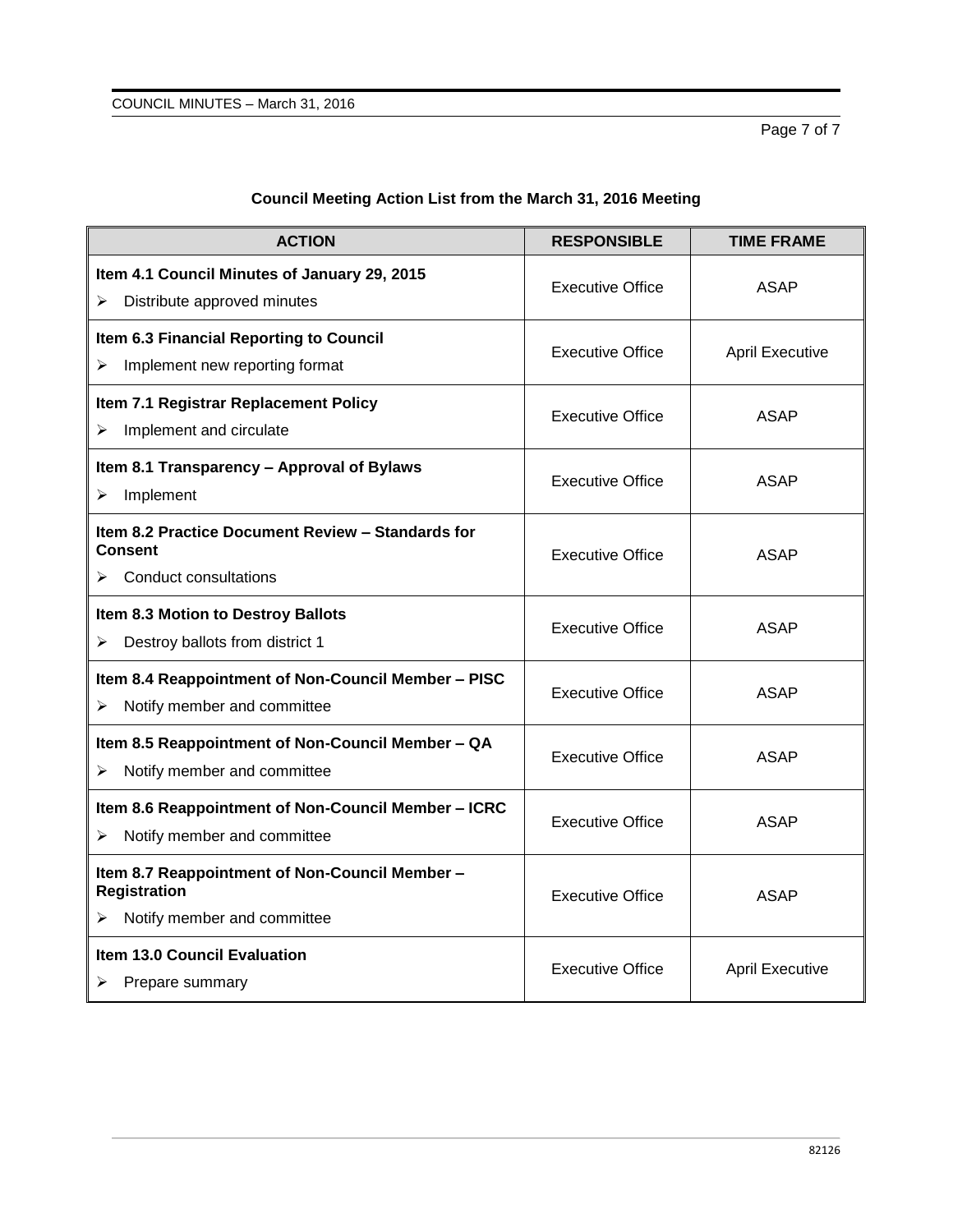**Council Meeting Action List from the March 31, 2016 Meeting**

| ACTION | RESPONSIBLE | TIME FRAME |
| --- | --- | --- |
| **Item 4.1 Council Minutes of January 29, 2015**<br>➢ Distribute approved minutes | Executive Office | ASAP |
| **Item 6.3 Financial Reporting to Council**<br>➢ Implement new reporting format | Executive Office | April Executive |
| **Item 7.1 Registrar Replacement Policy**<br>➢ Implement and circulate | Executive Office | ASAP |
| **Item 8.1 Transparency – Approval of Bylaws**<br>➢ Implement | Executive Office | ASAP |
| **Item 8.2 Practice Document Review – Standards for Consent**<br>➢ Conduct consultations | Executive Office | ASAP |
| **Item 8.3 Motion to Destroy Ballots**<br>➢ Destroy ballots from district 1 | Executive Office | ASAP |
| **Item 8.4 Reappointment of Non-Council Member – PISC**<br>➢ Notify member and committee | Executive Office | ASAP |
| **Item 8.5 Reappointment of Non-Council Member – QA**<br>➢ Notify member and committee | Executive Office | ASAP |
| **Item 8.6 Reappointment of Non-Council Member – ICRC**<br>➢ Notify member and committee | Executive Office | ASAP |
| **Item 8.7 Reappointment of Non-Council Member – Registration**<br>➢ Notify member and committee | Executive Office | ASAP |
| **Item 13.0 Council Evaluation**<br>➢ Prepare summary | Executive Office | April Executive |

82126